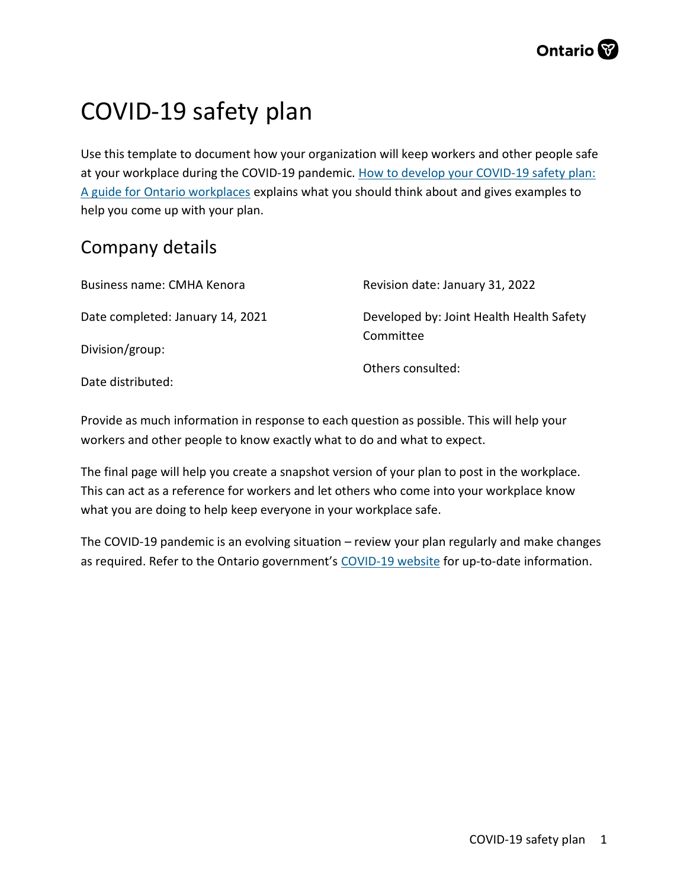# COVID-19 safety plan

Use this template to document how your organization will keep workers and other people safe at your workplace during the COVID-19 pandemic. [How to develop your COVID-19 safety plan: A guide for Ontario workplaces] explains what you should think about and gives examples to help you come up with your plan.

## Company details

Business name: CMHA Kenora

Date completed: January 14, 2021

Division/group:

Date distributed:

Revision date: January 31, 2022

Developed by: Joint Health Health Safety Committee

Others consulted:

Provide as much information in response to each question as possible. This will help your workers and other people to know exactly what to do and what to expect.

The final page will help you create a snapshot version of your plan to post in the workplace. This can act as a reference for workers and let others who come into your workplace know what you are doing to help keep everyone in your workplace safe.

The COVID-19 pandemic is an evolving situation – review your plan regularly and make changes as required. Refer to the Ontario government's [COVID-19 website] for up-to-date information.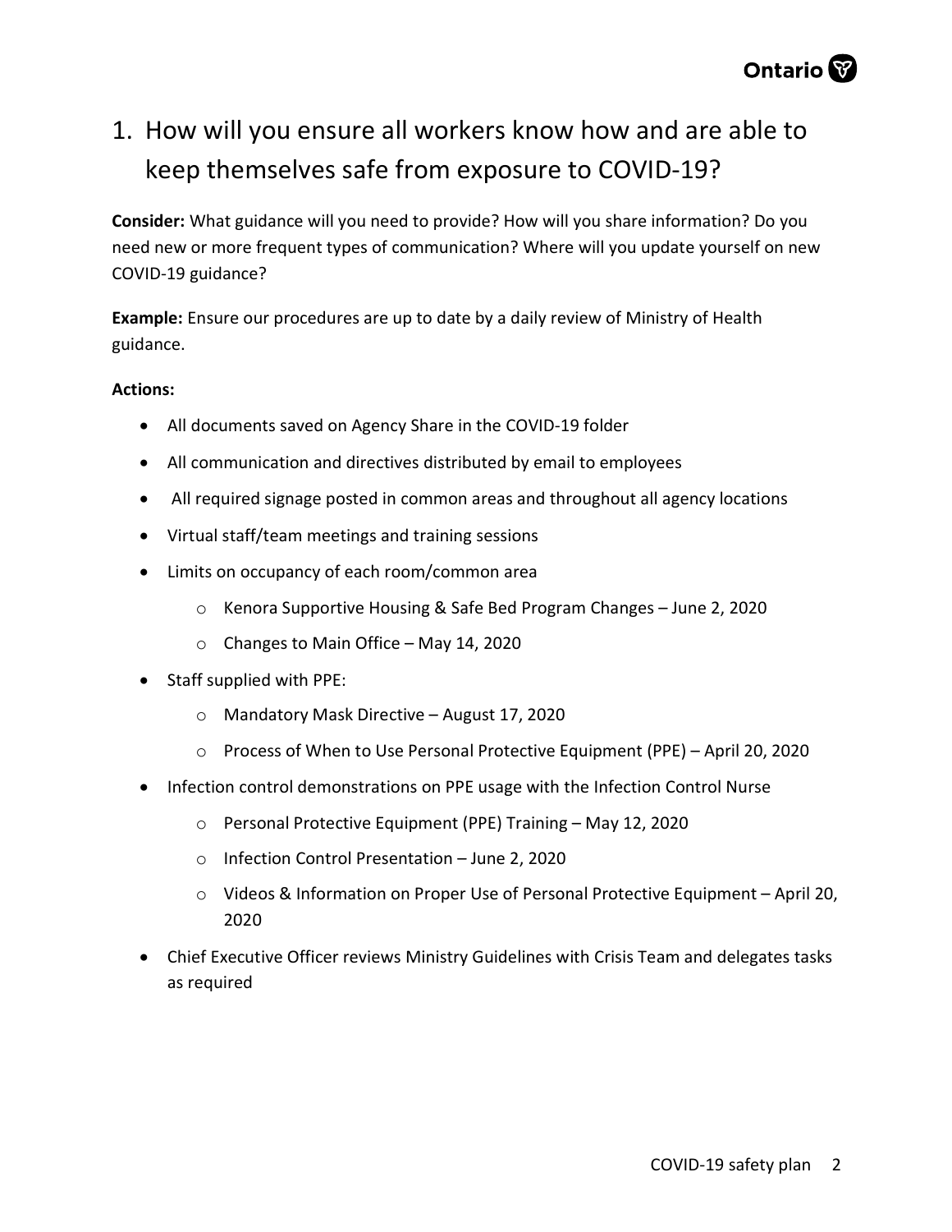# 1. How will you ensure all workers know how and are able to keep themselves safe from exposure to COVID-19?

**Consider:** What guidance will you need to provide? How will you share information? Do you need new or more frequent types of communication? Where will you update yourself on new COVID-19 guidance?

**Example:** Ensure our procedures are up to date by a daily review of Ministry of Health guidance.

**Actions:**

- All documents saved on Agency Share in the COVID-19 folder
- All communication and directives distributed by email to employees
- All required signage posted in common areas and throughout all agency locations
- Virtual staff/team meetings and training sessions
- Limits on occupancy of each room/common area
  - Kenora Supportive Housing & Safe Bed Program Changes – June 2, 2020
  - Changes to Main Office – May 14, 2020
- Staff supplied with PPE:
  - Mandatory Mask Directive – August 17, 2020
  - Process of When to Use Personal Protective Equipment (PPE) – April 20, 2020
- Infection control demonstrations on PPE usage with the Infection Control Nurse
  - Personal Protective Equipment (PPE) Training – May 12, 2020
  - Infection Control Presentation – June 2, 2020
  - Videos & Information on Proper Use of Personal Protective Equipment – April 20, 2020
- Chief Executive Officer reviews Ministry Guidelines with Crisis Team and delegates tasks as required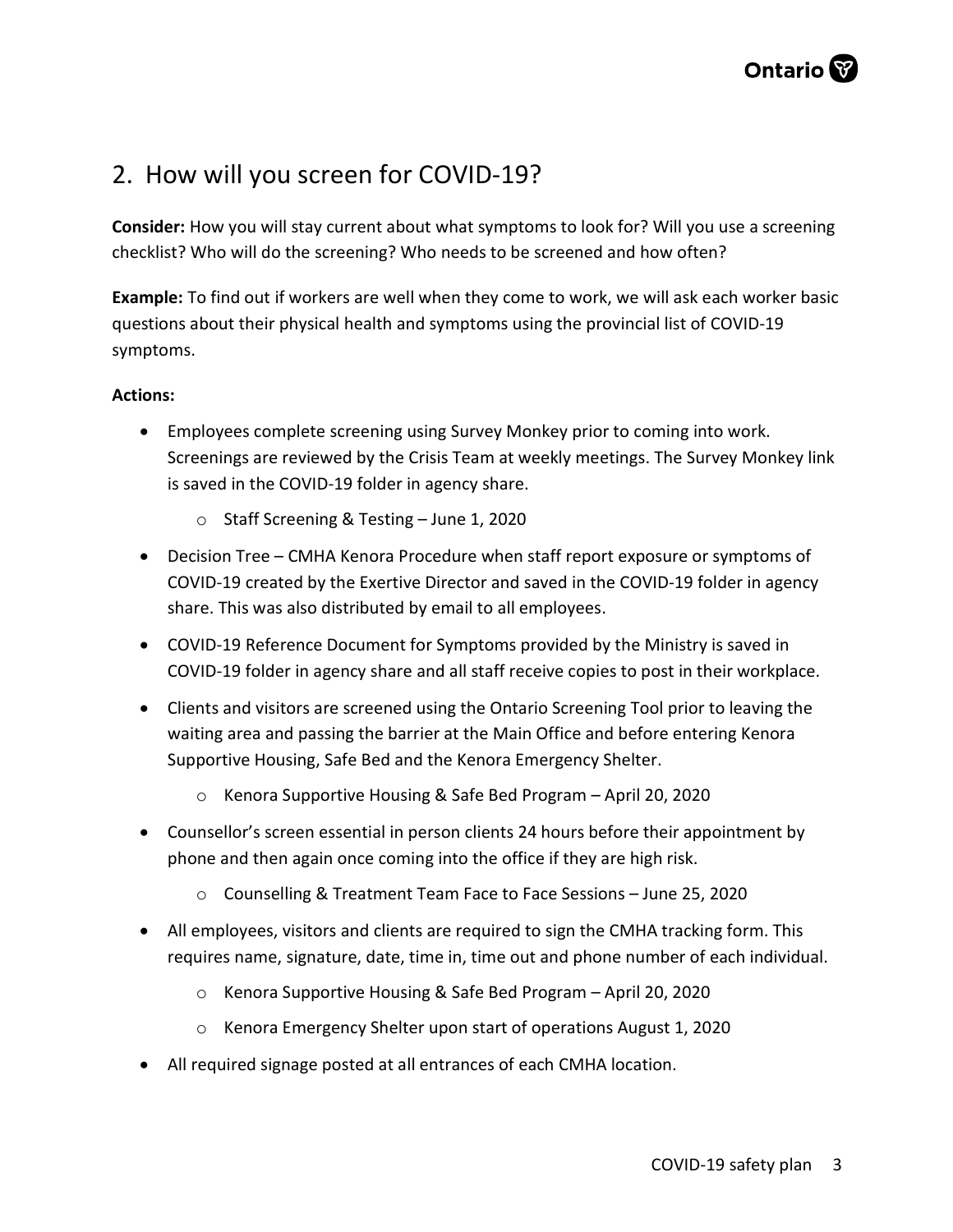## 2. How will you screen for COVID-19?

**Consider:** How you will stay current about what symptoms to look for? Will you use a screening checklist? Who will do the screening? Who needs to be screened and how often?

**Example:** To find out if workers are well when they come to work, we will ask each worker basic questions about their physical health and symptoms using the provincial list of COVID-19 symptoms.

**Actions:**

- Employees complete screening using Survey Monkey prior to coming into work. Screenings are reviewed by the Crisis Team at weekly meetings. The Survey Monkey link is saved in the COVID-19 folder in agency share.
  - Staff Screening & Testing – June 1, 2020
- Decision Tree – CMHA Kenora Procedure when staff report exposure or symptoms of COVID-19 created by the Exertive Director and saved in the COVID-19 folder in agency share. This was also distributed by email to all employees.
- COVID-19 Reference Document for Symptoms provided by the Ministry is saved in COVID-19 folder in agency share and all staff receive copies to post in their workplace.
- Clients and visitors are screened using the Ontario Screening Tool prior to leaving the waiting area and passing the barrier at the Main Office and before entering Kenora Supportive Housing, Safe Bed and the Kenora Emergency Shelter.
  - Kenora Supportive Housing & Safe Bed Program – April 20, 2020
- Counsellor's screen essential in person clients 24 hours before their appointment by phone and then again once coming into the office if they are high risk.
  - Counselling & Treatment Team Face to Face Sessions – June 25, 2020
- All employees, visitors and clients are required to sign the CMHA tracking form. This requires name, signature, date, time in, time out and phone number of each individual.
  - Kenora Supportive Housing & Safe Bed Program – April 20, 2020
  - Kenora Emergency Shelter upon start of operations August 1, 2020
- All required signage posted at all entrances of each CMHA location.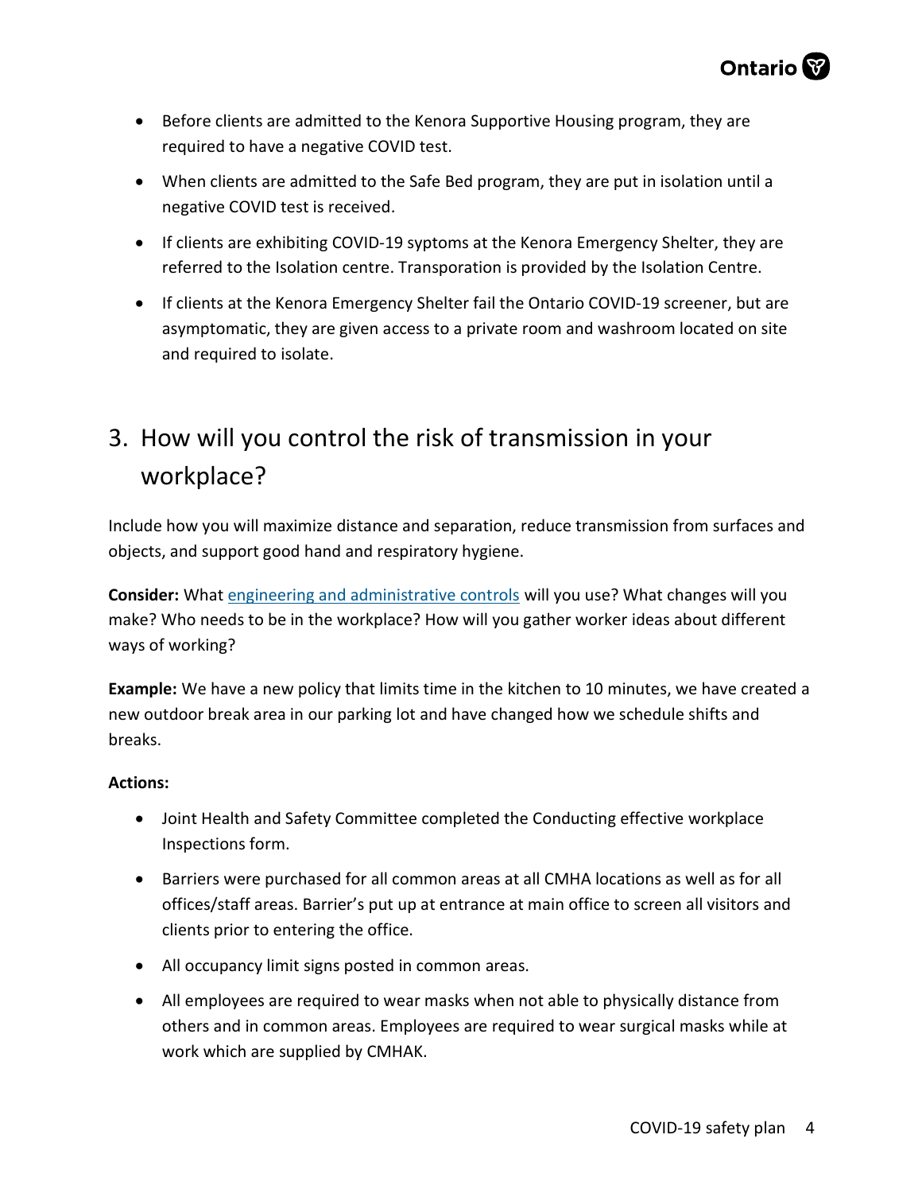- Before clients are admitted to the Kenora Supportive Housing program, they are required to have a negative COVID test.
- When clients are admitted to the Safe Bed program, they are put in isolation until a negative COVID test is received.
- If clients are exhibiting COVID-19 syptoms at the Kenora Emergency Shelter, they are referred to the Isolation centre. Transporation is provided by the Isolation Centre.
- If clients at the Kenora Emergency Shelter fail the Ontario COVID-19 screener, but are asymptomatic, they are given access to a private room and washroom located on site and required to isolate.

## 3. How will you control the risk of transmission in your workplace?

Include how you will maximize distance and separation, reduce transmission from surfaces and objects, and support good hand and respiratory hygiene.

**Consider:** What engineering and administrative controls will you use? What changes will you make? Who needs to be in the workplace? How will you gather worker ideas about different ways of working?

**Example:** We have a new policy that limits time in the kitchen to 10 minutes, we have created a new outdoor break area in our parking lot and have changed how we schedule shifts and breaks.

**Actions:**

- Joint Health and Safety Committee completed the Conducting effective workplace Inspections form.
- Barriers were purchased for all common areas at all CMHA locations as well as for all offices/staff areas. Barrier's put up at entrance at main office to screen all visitors and clients prior to entering the office.
- All occupancy limit signs posted in common areas.
- All employees are required to wear masks when not able to physically distance from others and in common areas. Employees are required to wear surgical masks while at work which are supplied by CMHAK.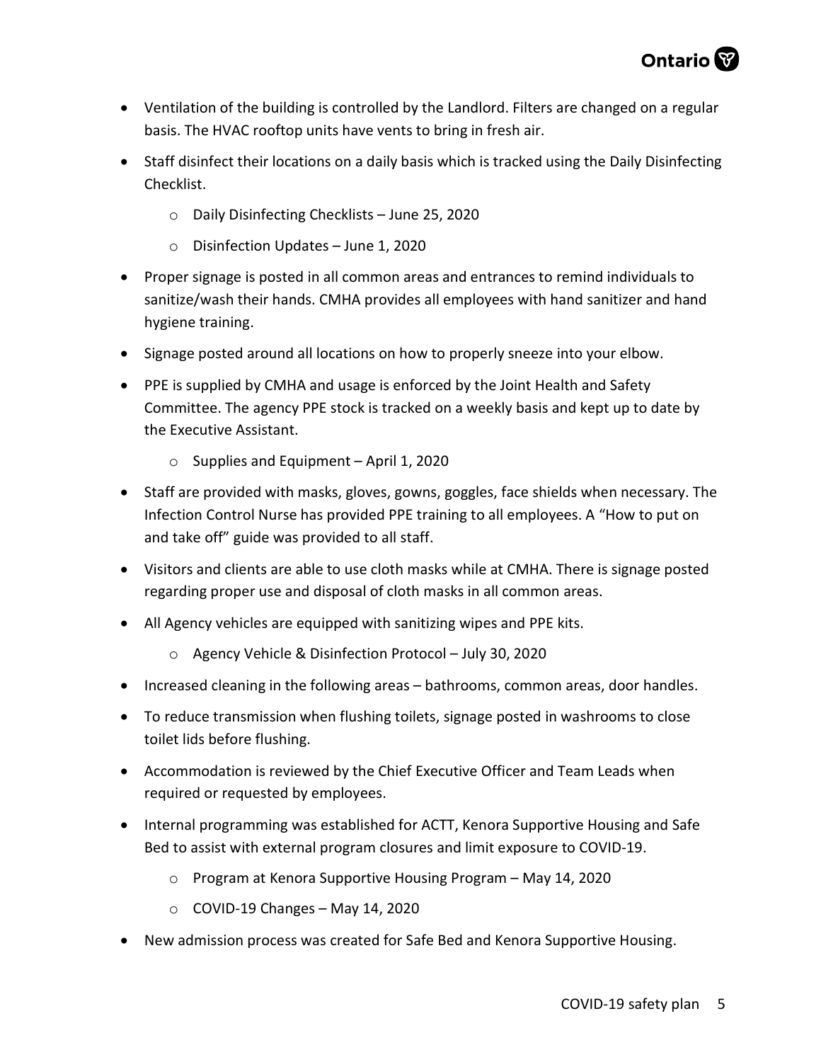- Ventilation of the building is controlled by the Landlord. Filters are changed on a regular basis. The HVAC rooftop units have vents to bring in fresh air.
- Staff disinfect their locations on a daily basis which is tracked using the Daily Disinfecting Checklist.
    - Daily Disinfecting Checklists – June 25, 2020
    - Disinfection Updates – June 1, 2020
- Proper signage is posted in all common areas and entrances to remind individuals to sanitize/wash their hands. CMHA provides all employees with hand sanitizer and hand hygiene training.
- Signage posted around all locations on how to properly sneeze into your elbow.
- PPE is supplied by CMHA and usage is enforced by the Joint Health and Safety Committee. The agency PPE stock is tracked on a weekly basis and kept up to date by the Executive Assistant.
    - Supplies and Equipment – April 1, 2020
- Staff are provided with masks, gloves, gowns, goggles, face shields when necessary. The Infection Control Nurse has provided PPE training to all employees. A "How to put on and take off" guide was provided to all staff.
- Visitors and clients are able to use cloth masks while at CMHA. There is signage posted regarding proper use and disposal of cloth masks in all common areas.
- All Agency vehicles are equipped with sanitizing wipes and PPE kits.
    - Agency Vehicle & Disinfection Protocol – July 30, 2020
- Increased cleaning in the following areas – bathrooms, common areas, door handles.
- To reduce transmission when flushing toilets, signage posted in washrooms to close toilet lids before flushing.
- Accommodation is reviewed by the Chief Executive Officer and Team Leads when required or requested by employees.
- Internal programming was established for ACTT, Kenora Supportive Housing and Safe Bed to assist with external program closures and limit exposure to COVID-19.
    - Program at Kenora Supportive Housing Program – May 14, 2020
    - COVID-19 Changes – May 14, 2020
- New admission process was created for Safe Bed and Kenora Supportive Housing.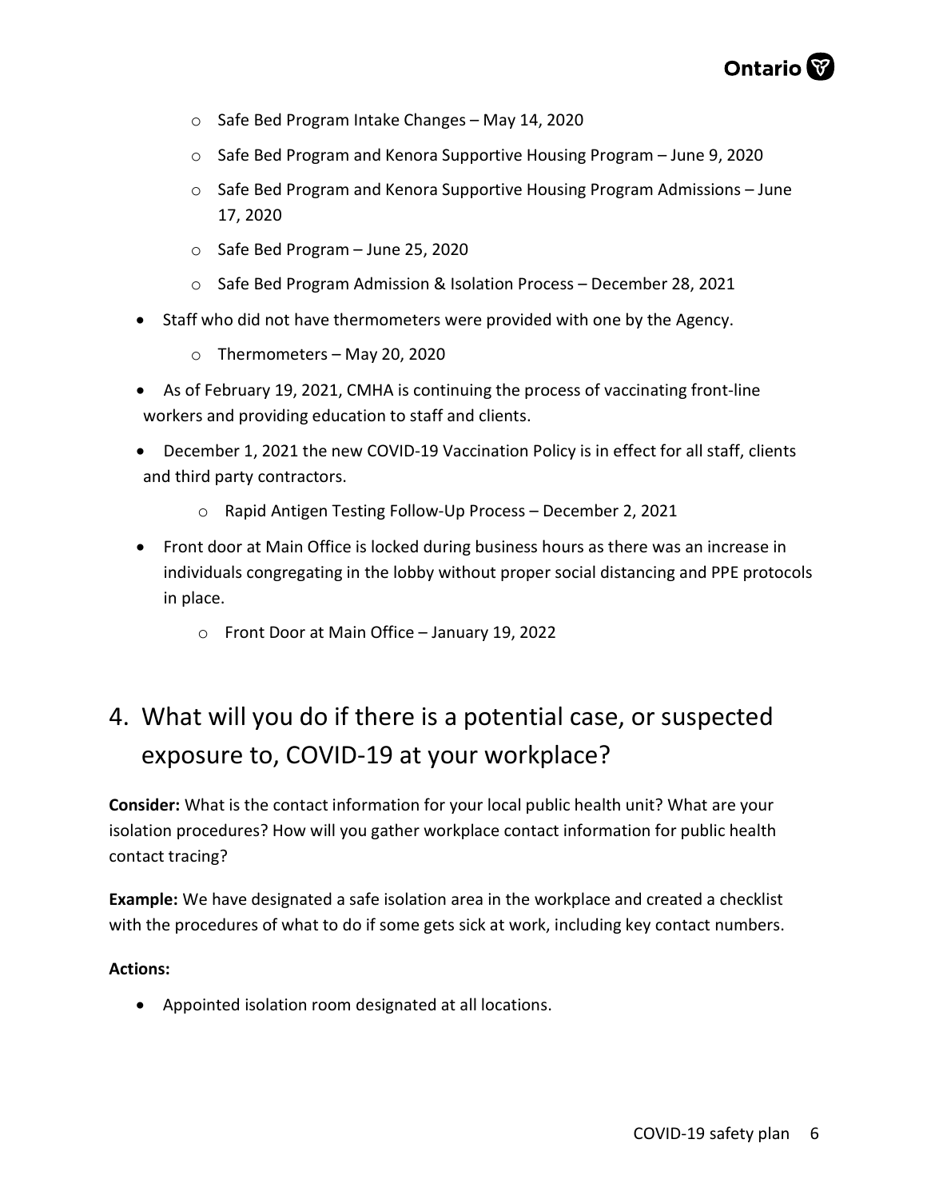- Safe Bed Program Intake Changes – May 14, 2020
  - Safe Bed Program and Kenora Supportive Housing Program – June 9, 2020
  - Safe Bed Program and Kenora Supportive Housing Program Admissions – June 17, 2020
  - Safe Bed Program – June 25, 2020
  - Safe Bed Program Admission & Isolation Process – December 28, 2021
- Staff who did not have thermometers were provided with one by the Agency.
  - Thermometers – May 20, 2020
- As of February 19, 2021, CMHA is continuing the process of vaccinating front-line workers and providing education to staff and clients.
- December 1, 2021 the new COVID-19 Vaccination Policy is in effect for all staff, clients and third party contractors.
  - Rapid Antigen Testing Follow-Up Process – December 2, 2021
- Front door at Main Office is locked during business hours as there was an increase in individuals congregating in the lobby without proper social distancing and PPE protocols in place.
  - Front Door at Main Office – January 19, 2022

## 4. What will you do if there is a potential case, or suspected exposure to, COVID-19 at your workplace?

**Consider:** What is the contact information for your local public health unit? What are your isolation procedures? How will you gather workplace contact information for public health contact tracing?

**Example:** We have designated a safe isolation area in the workplace and created a checklist with the procedures of what to do if some gets sick at work, including key contact numbers.

**Actions:**

- Appointed isolation room designated at all locations.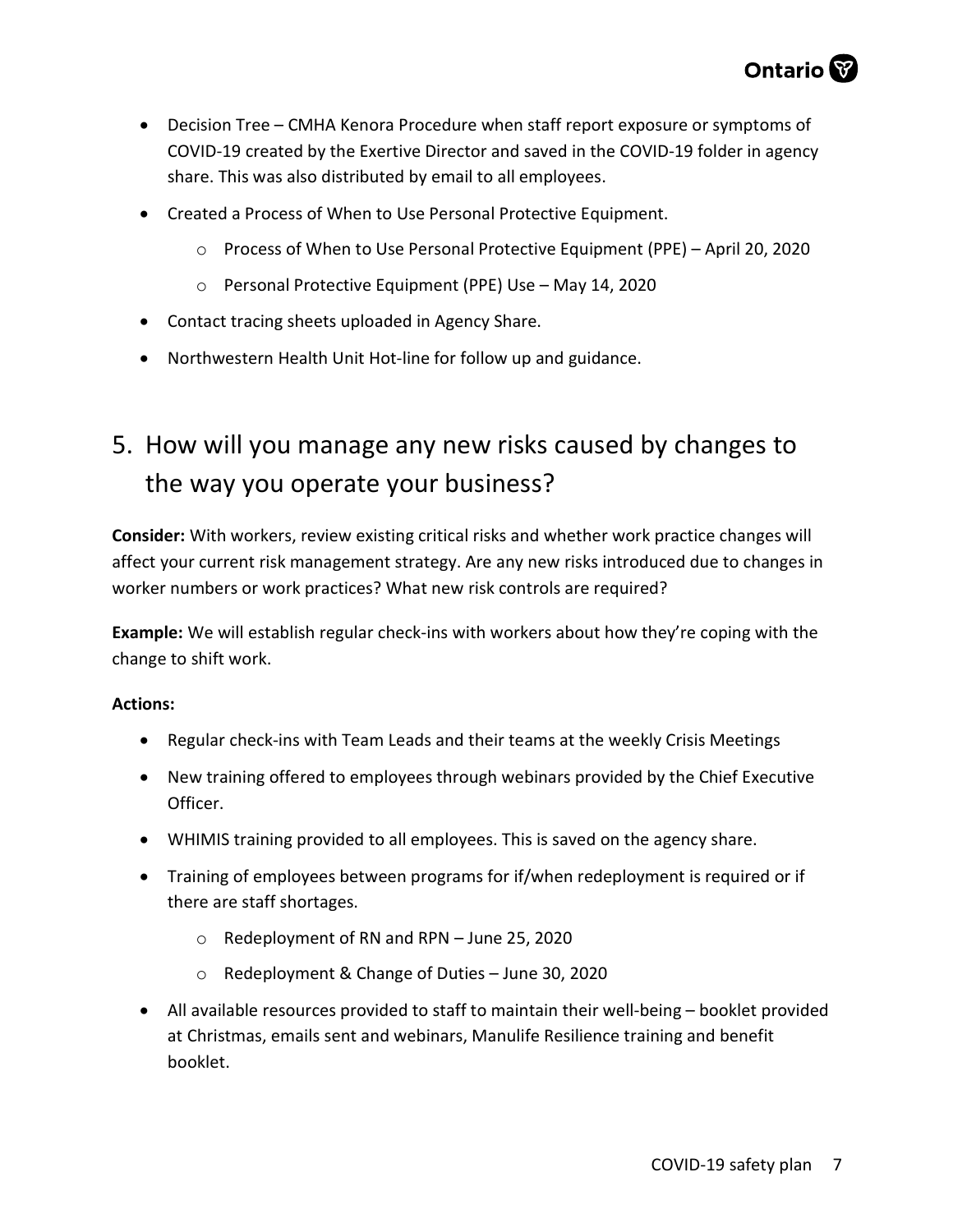- Decision Tree – CMHA Kenora Procedure when staff report exposure or symptoms of COVID-19 created by the Exertive Director and saved in the COVID-19 folder in agency share. This was also distributed by email to all employees.
- Created a Process of When to Use Personal Protective Equipment.
    - Process of When to Use Personal Protective Equipment (PPE) – April 20, 2020
    - Personal Protective Equipment (PPE) Use – May 14, 2020
- Contact tracing sheets uploaded in Agency Share.
- Northwestern Health Unit Hot-line for follow up and guidance.

## 5. How will you manage any new risks caused by changes to the way you operate your business?

**Consider:** With workers, review existing critical risks and whether work practice changes will affect your current risk management strategy. Are any new risks introduced due to changes in worker numbers or work practices? What new risk controls are required?

**Example:** We will establish regular check-ins with workers about how they're coping with the change to shift work.

**Actions:**

- Regular check-ins with Team Leads and their teams at the weekly Crisis Meetings
- New training offered to employees through webinars provided by the Chief Executive Officer.
- WHIMIS training provided to all employees. This is saved on the agency share.
- Training of employees between programs for if/when redeployment is required or if there are staff shortages.
    - Redeployment of RN and RPN – June 25, 2020
    - Redeployment & Change of Duties – June 30, 2020
- All available resources provided to staff to maintain their well-being – booklet provided at Christmas, emails sent and webinars, Manulife Resilience training and benefit booklet.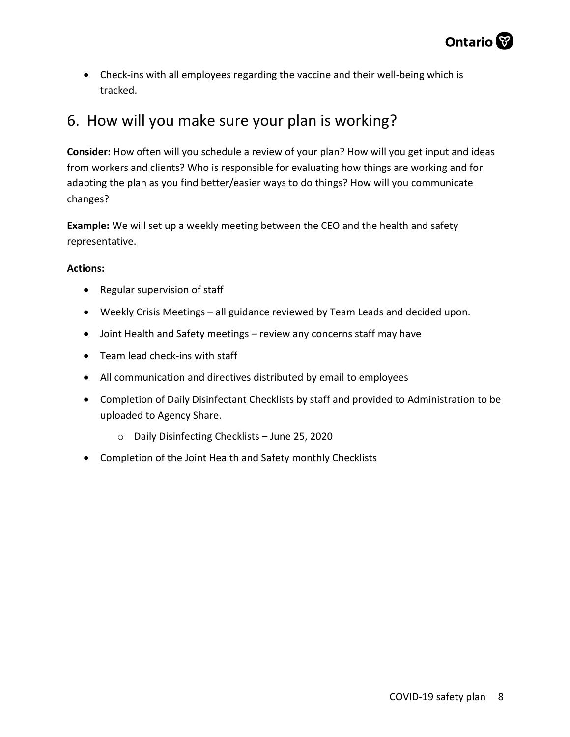- Check-ins with all employees regarding the vaccine and their well-being which is tracked.

## 6. How will you make sure your plan is working?

**Consider:** How often will you schedule a review of your plan? How will you get input and ideas from workers and clients? Who is responsible for evaluating how things are working and for adapting the plan as you find better/easier ways to do things? How will you communicate changes?

**Example:** We will set up a weekly meeting between the CEO and the health and safety representative.

**Actions:**

- Regular supervision of staff
- Weekly Crisis Meetings – all guidance reviewed by Team Leads and decided upon.
- Joint Health and Safety meetings – review any concerns staff may have
- Team lead check-ins with staff
- All communication and directives distributed by email to employees
- Completion of Daily Disinfectant Checklists by staff and provided to Administration to be uploaded to Agency Share.
    - Daily Disinfecting Checklists – June 25, 2020
- Completion of the Joint Health and Safety monthly Checklists